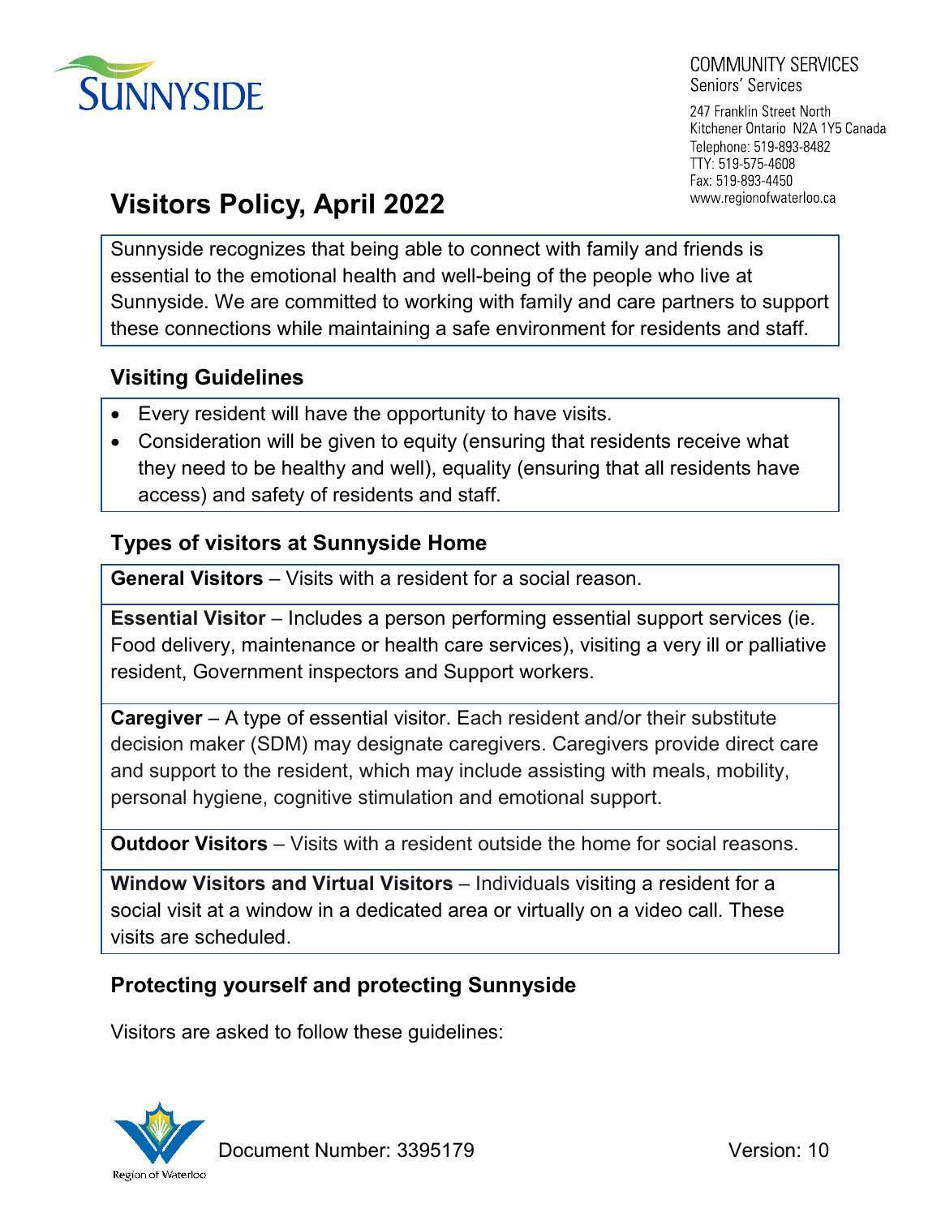COMMUNITY SERVICES
Seniors' Services

247 Franklin Street North
Kitchener Ontario N2A 1Y5 Canada
Telephone: 519-893-8482
TTY: 519-575-4608
Fax: 519-893-4450
www.regionofwaterloo.ca

# Visitors Policy, April 2022

Sunnyside recognizes that being able to connect with family and friends is essential to the emotional health and well-being of the people who live at Sunnyside. We are committed to working with family and care partners to support these connections while maintaining a safe environment for residents and staff.

## Visiting Guidelines

- Every resident will have the opportunity to have visits.
- Consideration will be given to equity (ensuring that residents receive what they need to be healthy and well), equality (ensuring that all residents have access) and safety of residents and staff.

## Types of visitors at Sunnyside Home

**General Visitors** – Visits with a resident for a social reason.

**Essential Visitor** – Includes a person performing essential support services (ie. Food delivery, maintenance or health care services), visiting a very ill or palliative resident, Government inspectors and Support workers.

**Caregiver** – A type of essential visitor. Each resident and/or their substitute decision maker (SDM) may designate caregivers. Caregivers provide direct care and support to the resident, which may include assisting with meals, mobility, personal hygiene, cognitive stimulation and emotional support.

**Outdoor Visitors** – Visits with a resident outside the home for social reasons.

**Window Visitors and Virtual Visitors** – Individuals visiting a resident for a social visit at a window in a dedicated area or virtually on a video call. These visits are scheduled.

## Protecting yourself and protecting Sunnyside

Visitors are asked to follow these guidelines:

Document Number: 3395179 Version: 10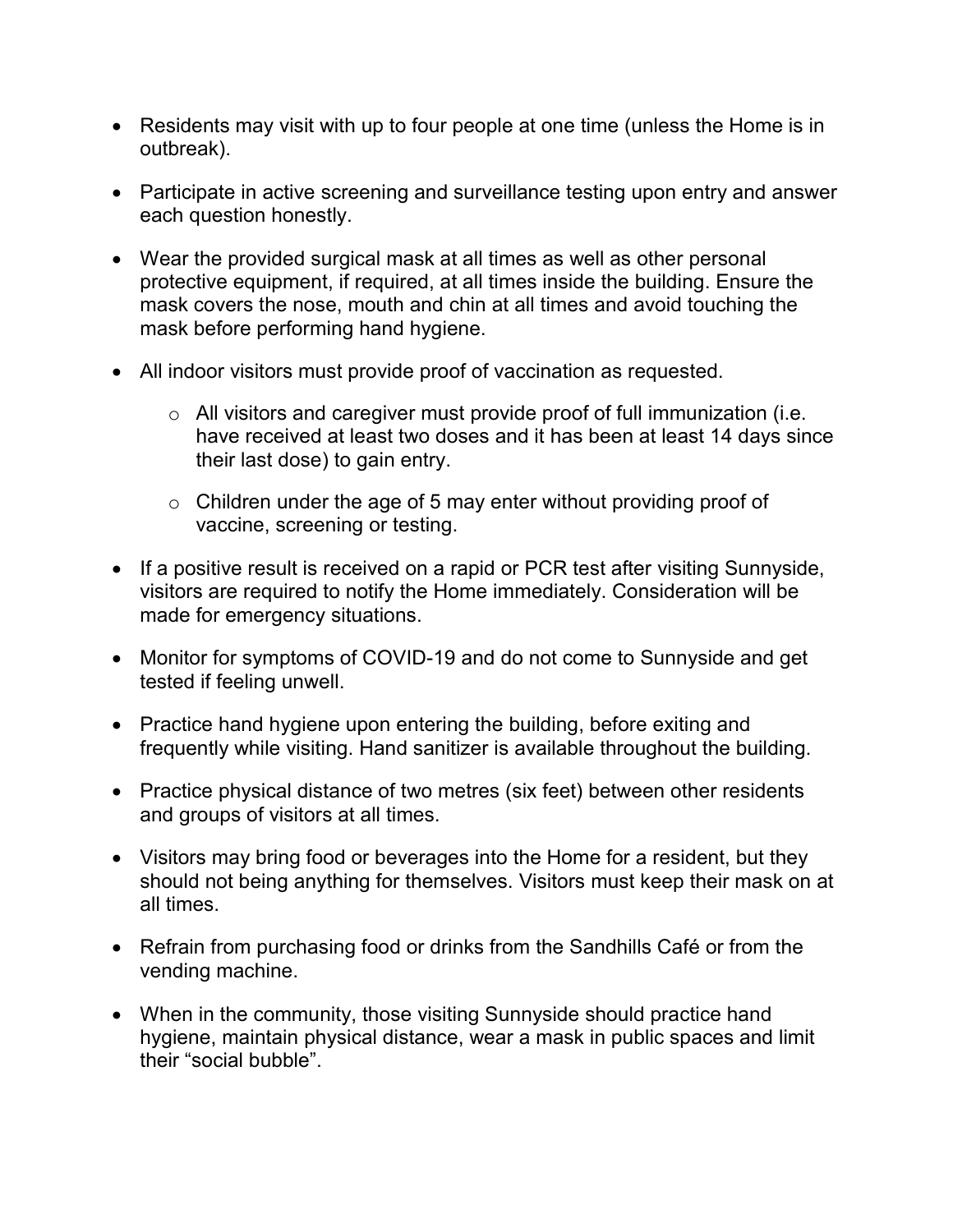- Residents may visit with up to four people at one time (unless the Home is in outbreak).
- Participate in active screening and surveillance testing upon entry and answer each question honestly.
- Wear the provided surgical mask at all times as well as other personal protective equipment, if required, at all times inside the building. Ensure the mask covers the nose, mouth and chin at all times and avoid touching the mask before performing hand hygiene.
- All indoor visitors must provide proof of vaccination as requested.
  - All visitors and caregiver must provide proof of full immunization (i.e. have received at least two doses and it has been at least 14 days since their last dose) to gain entry.
  - Children under the age of 5 may enter without providing proof of vaccine, screening or testing.
- If a positive result is received on a rapid or PCR test after visiting Sunnyside, visitors are required to notify the Home immediately. Consideration will be made for emergency situations.
- Monitor for symptoms of COVID-19 and do not come to Sunnyside and get tested if feeling unwell.
- Practice hand hygiene upon entering the building, before exiting and frequently while visiting. Hand sanitizer is available throughout the building.
- Practice physical distance of two metres (six feet) between other residents and groups of visitors at all times.
- Visitors may bring food or beverages into the Home for a resident, but they should not being anything for themselves. Visitors must keep their mask on at all times.
- Refrain from purchasing food or drinks from the Sandhills Café or from the vending machine.
- When in the community, those visiting Sunnyside should practice hand hygiene, maintain physical distance, wear a mask in public spaces and limit their "social bubble".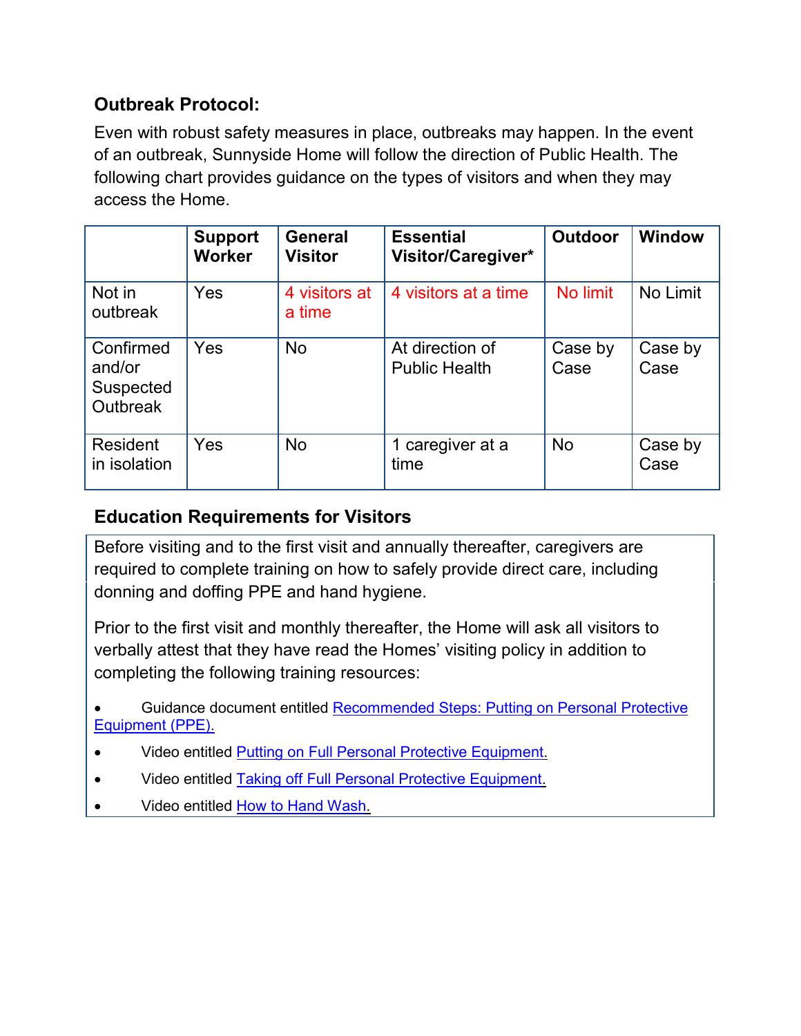### Outbreak Protocol:

Even with robust safety measures in place, outbreaks may happen. In the event of an outbreak, Sunnyside Home will follow the direction of Public Health. The following chart provides guidance on the types of visitors and when they may access the Home.

| | Support Worker | General Visitor | Essential Visitor/Caregiver* | Outdoor | Window |
|---|---|---|---|---|---|
| Not in outbreak | Yes | 4 visitors at a time | 4 visitors at a time | No limit | No Limit |
| Confirmed and/or Suspected Outbreak | Yes | No | At direction of Public Health | Case by Case | Case by Case |
| Resident in isolation | Yes | No | 1 caregiver at a time | No | Case by Case |

### Education Requirements for Visitors

Before visiting and to the first visit and annually thereafter, caregivers are required to complete training on how to safely provide direct care, including donning and doffing PPE and hand hygiene.

Prior to the first visit and monthly thereafter, the Home will ask all visitors to verbally attest that they have read the Homes' visiting policy in addition to completing the following training resources:

- Guidance document entitled Recommended Steps: Putting on Personal Protective Equipment (PPE).
- Video entitled Putting on Full Personal Protective Equipment.
- Video entitled Taking off Full Personal Protective Equipment.
- Video entitled How to Hand Wash.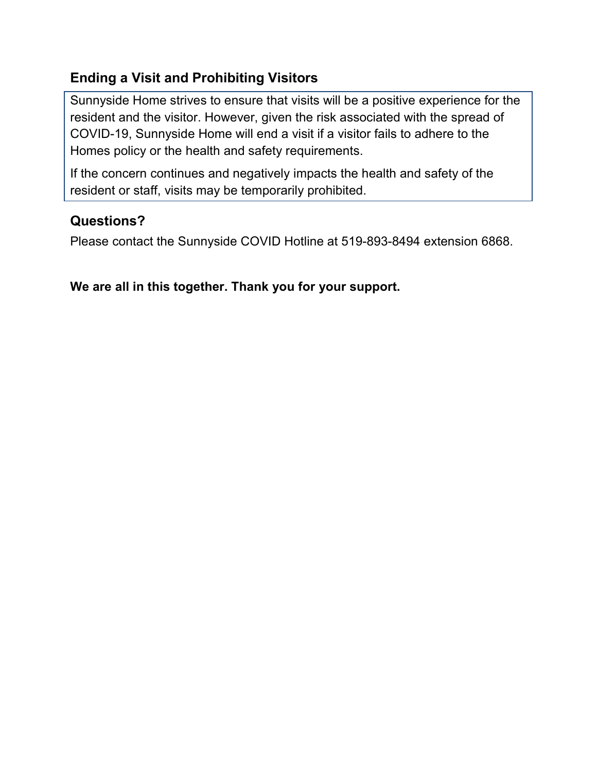## Ending a Visit and Prohibiting Visitors

Sunnyside Home strives to ensure that visits will be a positive experience for the resident and the visitor. However, given the risk associated with the spread of COVID-19, Sunnyside Home will end a visit if a visitor fails to adhere to the Homes policy or the health and safety requirements.

If the concern continues and negatively impacts the health and safety of the resident or staff, visits may be temporarily prohibited.

## Questions?

Please contact the Sunnyside COVID Hotline at 519-893-8494 extension 6868.

**We are all in this together. Thank you for your support.**